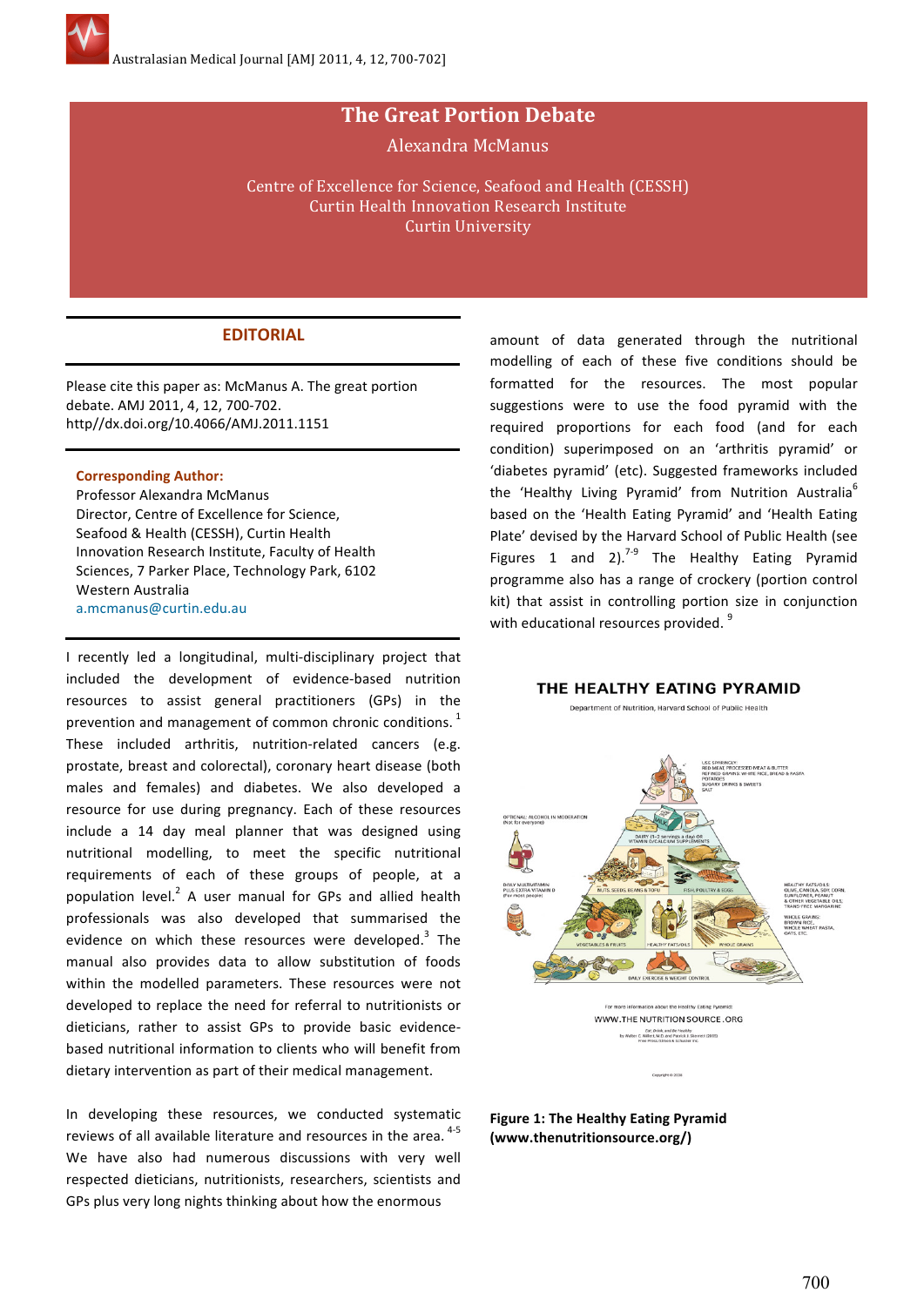# The Great Portion Debate

Alexandra McManus

Centre of Excellence for Science, Seafood and Health (CESSH)
Curtin Health Innovation Research Institute
Curtin University

## EDITORIAL

Please cite this paper as: McManus A. The great portion debate. AMJ 2011, 4, 12, 700-702. http//dx.doi.org/10.4066/AMJ.2011.1151

**Corresponding Author:**
Professor Alexandra McManus
Director, Centre of Excellence for Science, Seafood & Health (CESSH), Curtin Health Innovation Research Institute, Faculty of Health Sciences, 7 Parker Place, Technology Park, 6102 Western Australia
a.mcmanus@curtin.edu.au

I recently led a longitudinal, multi-disciplinary project that included the development of evidence-based nutrition resources to assist general practitioners (GPs) in the prevention and management of common chronic conditions.[1] These included arthritis, nutrition-related cancers (e.g. prostate, breast and colorectal), coronary heart disease (both males and females) and diabetes. We also developed a resource for use during pregnancy. Each of these resources include a 14 day meal planner that was designed using nutritional modelling, to meet the specific nutritional requirements of each of these groups of people, at a population level.[2] A user manual for GPs and allied health professionals was also developed that summarised the evidence on which these resources were developed.[3] The manual also provides data to allow substitution of foods within the modelled parameters. These resources were not developed to replace the need for referral to nutritionists or dieticians, rather to assist GPs to provide basic evidence-based nutritional information to clients who will benefit from dietary intervention as part of their medical management.

In developing these resources, we conducted systematic reviews of all available literature and resources in the area.[4-5] We have also had numerous discussions with very well respected dieticians, nutritionists, researchers, scientists and GPs plus very long nights thinking about how the enormous amount of data generated through the nutritional modelling of each of these five conditions should be formatted for the resources. The most popular suggestions were to use the food pyramid with the required proportions for each food (and for each condition) superimposed on an 'arthritis pyramid' or 'diabetes pyramid' (etc). Suggested frameworks included the 'Healthy Living Pyramid' from Nutrition Australia[6] based on the 'Health Eating Pyramid' and 'Health Eating Plate' devised by the Harvard School of Public Health (see Figures 1 and 2).[7-9] The Healthy Eating Pyramid programme also has a range of crockery (portion control kit) that assist in controlling portion size in conjunction with educational resources provided.[9]

**Figure 1: The Healthy Eating Pyramid (www.thenutritionsource.org/)**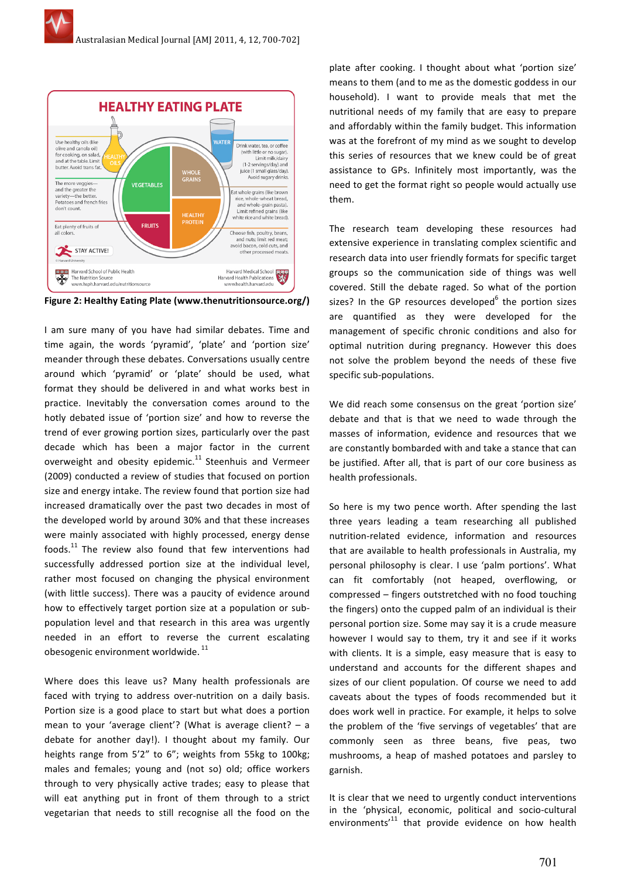**HEALTHY EATING PLATE**

Use healthy oils (like olive and canola oil) for cooking, on salad, and at the table. Limit butter. Avoid trans fat.

HEALTHY OILS

WATER

Drink water, tea, or coffee (with little or no sugar). Limit milk/dairy (1-2 servings/day) and juice (1 small glass/day). Avoid sugary drinks.

The more veggies— and the greater the variety—the better. Potatoes and french fries don't count.

VEGETABLES

WHOLE GRAINS

Eat whole grains (like brown rice, whole-wheat bread, and whole-grain pasta). Limit refined grains (like white rice and white bread).

HEALTHY PROTEIN

FRUITS

Eat plenty of fruits of all colors.

Choose fish, poultry, beans, and nuts; limit red meat; avoid bacon, cold cuts, and other processed meats.

STAY ACTIVE!

© Harvard University

Harvard School of Public Health
The Nutrition Source
www.hsph.harvard.edu/nutritionsource

Harvard Medical School
Harvard Health Publications
www.health.harvard.edu

**Figure 2: Healthy Eating Plate (www.thenutritionsource.org/)**

I am sure many of you have had similar debates. Time and time again, the words 'pyramid', 'plate' and 'portion size' meander through these debates. Conversations usually centre around which 'pyramid' or 'plate' should be used, what format they should be delivered in and what works best in practice. Inevitably the conversation comes around to the hotly debated issue of 'portion size' and how to reverse the trend of ever growing portion sizes, particularly over the past decade which has been a major factor in the current overweight and obesity epidemic.[11] Steenhuis and Vermeer (2009) conducted a review of studies that focused on portion size and energy intake. The review found that portion size had increased dramatically over the past two decades in most of the developed world by around 30% and that these increases were mainly associated with highly processed, energy dense foods.[11] The review also found that few interventions had successfully addressed portion size at the individual level, rather most focused on changing the physical environment (with little success). There was a paucity of evidence around how to effectively target portion size at a population or sub-population level and that research in this area was urgently needed in an effort to reverse the current escalating obesogenic environment worldwide.[11]

Where does this leave us? Many health professionals are faced with trying to address over-nutrition on a daily basis. Portion size is a good place to start but what does a portion mean to your 'average client'? (What is average client? – a debate for another day!). I thought about my family. Our heights range from 5'2" to 6"; weights from 55kg to 100kg; males and females; young and (not so) old; office workers through to very physically active trades; easy to please that will eat anything put in front of them through to a strict vegetarian that needs to still recognise all the food on the plate after cooking. I thought about what 'portion size' means to them (and to me as the domestic goddess in our household). I want to provide meals that met the nutritional needs of my family that are easy to prepare and affordably within the family budget. This information was at the forefront of my mind as we sought to develop this series of resources that we knew could be of great assistance to GPs. Infinitely most importantly, was the need to get the format right so people would actually use them.

The research team developing these resources had extensive experience in translating complex scientific and research data into user friendly formats for specific target groups so the communication side of things was well covered. Still the debate raged. So what of the portion sizes? In the GP resources developed[6] the portion sizes are quantified as they were developed for the management of specific chronic conditions and also for optimal nutrition during pregnancy. However this does not solve the problem beyond the needs of these five specific sub-populations.

We did reach some consensus on the great 'portion size' debate and that is that we need to wade through the masses of information, evidence and resources that we are constantly bombarded with and take a stance that can be justified. After all, that is part of our core business as health professionals.

So here is my two pence worth. After spending the last three years leading a team researching all published nutrition-related evidence, information and resources that are available to health professionals in Australia, my personal philosophy is clear. I use 'palm portions'. What can fit comfortably (not heaped, overflowing, or compressed – fingers outstretched with no food touching the fingers) onto the cupped palm of an individual is their personal portion size. Some may say it is a crude measure however I would say to them, try it and see if it works with clients. It is a simple, easy measure that is easy to understand and accounts for the different shapes and sizes of our client population. Of course we need to add caveats about the types of foods recommended but it does work well in practice. For example, it helps to solve the problem of the 'five servings of vegetables' that are commonly seen as three beans, five peas, two mushrooms, a heap of mashed potatoes and parsley to garnish.

It is clear that we need to urgently conduct interventions in the 'physical, economic, political and socio-cultural environments'[11] that provide evidence on how health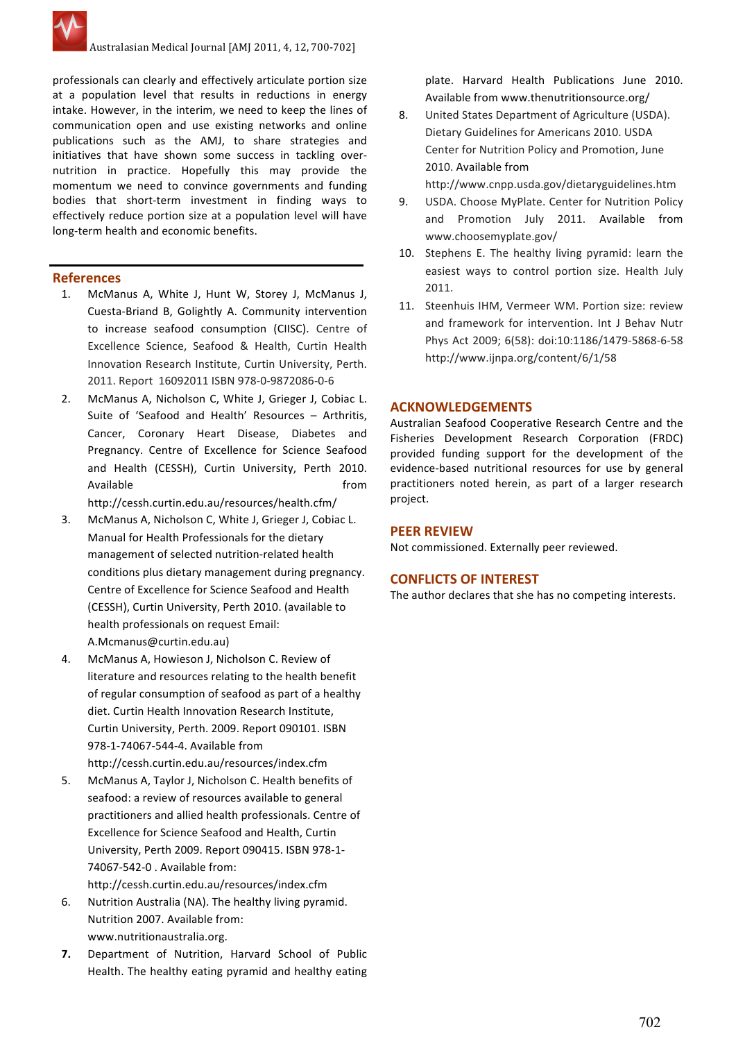professionals can clearly and effectively articulate portion size at a population level that results in reductions in energy intake. However, in the interim, we need to keep the lines of communication open and use existing networks and online publications such as the AMJ, to share strategies and initiatives that have shown some success in tackling over-nutrition in practice. Hopefully this may provide the momentum we need to convince governments and funding bodies that short-term investment in finding ways to effectively reduce portion size at a population level will have long-term health and economic benefits.

## References

1. McManus A, White J, Hunt W, Storey J, McManus J, Cuesta-Briand B, Golightly A. Community intervention to increase seafood consumption (CIISC). Centre of Excellence Science, Seafood & Health, Curtin Health Innovation Research Institute, Curtin University, Perth. 2011. Report 16092011 ISBN 978-0-9872086-0-6
2. McManus A, Nicholson C, White J, Grieger J, Cobiac L. Suite of 'Seafood and Health' Resources – Arthritis, Cancer, Coronary Heart Disease, Diabetes and Pregnancy. Centre of Excellence for Science Seafood and Health (CESSH), Curtin University, Perth 2010. Available from http://cessh.curtin.edu.au/resources/health.cfm/
3. McManus A, Nicholson C, White J, Grieger J, Cobiac L. Manual for Health Professionals for the dietary management of selected nutrition-related health conditions plus dietary management during pregnancy. Centre of Excellence for Science Seafood and Health (CESSH), Curtin University, Perth 2010. (available to health professionals on request Email: A.Mcmanus@curtin.edu.au)
4. McManus A, Howieson J, Nicholson C. Review of literature and resources relating to the health benefit of regular consumption of seafood as part of a healthy diet. Curtin Health Innovation Research Institute, Curtin University, Perth. 2009. Report 090101. ISBN 978-1-74067-544-4. Available from http://cessh.curtin.edu.au/resources/index.cfm
5. McManus A, Taylor J, Nicholson C. Health benefits of seafood: a review of resources available to general practitioners and allied health professionals. Centre of Excellence for Science Seafood and Health, Curtin University, Perth 2009. Report 090415. ISBN 978-1-74067-542-0 . Available from: http://cessh.curtin.edu.au/resources/index.cfm
6. Nutrition Australia (NA). The healthy living pyramid. Nutrition 2007. Available from: www.nutritionaustralia.org.
7. Department of Nutrition, Harvard School of Public Health. The healthy eating pyramid and healthy eating plate. Harvard Health Publications June 2010. Available from www.thenutritionsource.org/
8. United States Department of Agriculture (USDA). Dietary Guidelines for Americans 2010. USDA Center for Nutrition Policy and Promotion, June 2010. Available from http://www.cnpp.usda.gov/dietaryguidelines.htm
9. USDA. Choose MyPlate. Center for Nutrition Policy and Promotion July 2011. Available from www.choosemyplate.gov/
10. Stephens E. The healthy living pyramid: learn the easiest ways to control portion size. Health July 2011.
11. Steenhuis IHM, Vermeer WM. Portion size: review and framework for intervention. Int J Behav Nutr Phys Act 2009; 6(58): doi:10:1186/1479-5868-6-58 http://www.ijnpa.org/content/6/1/58

## ACKNOWLEDGEMENTS

Australian Seafood Cooperative Research Centre and the Fisheries Development Research Corporation (FRDC) provided funding support for the development of the evidence-based nutritional resources for use by general practitioners noted herein, as part of a larger research project.

## PEER REVIEW

Not commissioned. Externally peer reviewed.

## CONFLICTS OF INTEREST

The author declares that she has no competing interests.